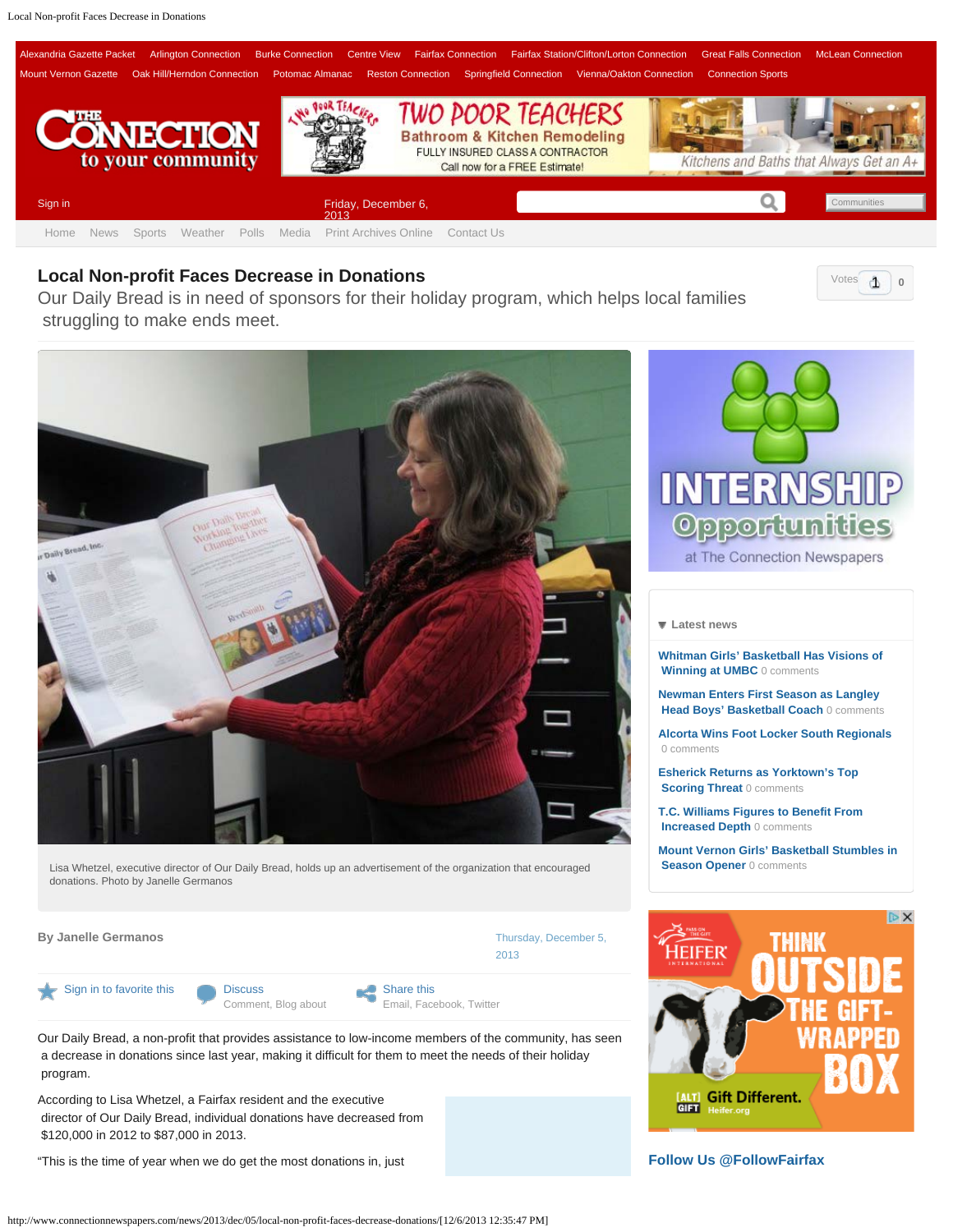# Local Non-profit Faces Decrease in Donations

Our Daily Bread is in need of sponsors for their holiday program, which helps local families struggling to make ends meet.

Lisa Whetzel, executive director of Our Daily Bread, holds up an advertisement of the organization that encouraged donations. Photo by Janelle Germanos

By Janelle Germanos

Thursday, December 5, 2013

Our Daily Bread, a non-profit that provides assistance to low-income members of the community, has seen a decrease in donations since last year, making it difficult for them to meet the needs of their holiday program.

According to Lisa Whetzel, a Fairfax resident and the executive director of Our Daily Bread, individual donations have decreased from $120,000 in 2012 to $87,000 in 2013.

"This is the time of year when we do get the most donations in, just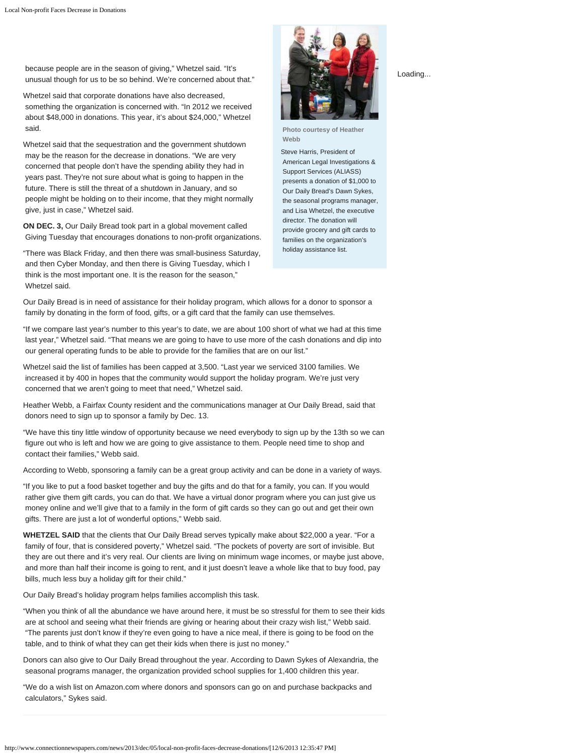because people are in the season of giving," Whetzel said. "It's unusual though for us to be so behind. We're concerned about that."

Whetzel said that corporate donations have also decreased, something the organization is concerned with. "In 2012 we received about $48,000 in donations. This year, it's about $24,000," Whetzel said.

Whetzel said that the sequestration and the government shutdown may be the reason for the decrease in donations. "We are very concerned that people don't have the spending ability they had in years past. They're not sure about what is going to happen in the future. There is still the threat of a shutdown in January, and so people might be holding on to their income, that they might normally give, just in case," Whetzel said.

**ON DEC. 3,** Our Daily Bread took part in a global movement called Giving Tuesday that encourages donations to non-profit organizations.

"There was Black Friday, and then there was small-business Saturday, and then Cyber Monday, and then there is Giving Tuesday, which I think is the most important one. It is the reason for the season," Whetzel said.

**Photo courtesy of Heather Webb**

Steve Harris, President of American Legal Investigations & Support Services (ALIASS) presents a donation of $1,000 to Our Daily Bread's Dawn Sykes, the seasonal programs manager, and Lisa Whetzel, the executive director. The donation will provide grocery and gift cards to families on the organization's holiday assistance list.

Our Daily Bread is in need of assistance for their holiday program, which allows for a donor to sponsor a family by donating in the form of food, gifts, or a gift card that the family can use themselves.

"If we compare last year's number to this year's to date, we are about 100 short of what we had at this time last year," Whetzel said. "That means we are going to have to use more of the cash donations and dip into our general operating funds to be able to provide for the families that are on our list."

Whetzel said the list of families has been capped at 3,500. "Last year we serviced 3100 families. We increased it by 400 in hopes that the community would support the holiday program. We're just very concerned that we aren't going to meet that need," Whetzel said.

Heather Webb, a Fairfax County resident and the communications manager at Our Daily Bread, said that donors need to sign up to sponsor a family by Dec. 13.

"We have this tiny little window of opportunity because we need everybody to sign up by the 13th so we can figure out who is left and how we are going to give assistance to them. People need time to shop and contact their families," Webb said.

According to Webb, sponsoring a family can be a great group activity and can be done in a variety of ways.

"If you like to put a food basket together and buy the gifts and do that for a family, you can. If you would rather give them gift cards, you can do that. We have a virtual donor program where you can just give us money online and we'll give that to a family in the form of gift cards so they can go out and get their own gifts. There are just a lot of wonderful options," Webb said.

**WHETZEL SAID** that the clients that Our Daily Bread serves typically make about $22,000 a year. "For a family of four, that is considered poverty," Whetzel said. "The pockets of poverty are sort of invisible. But they are out there and it's very real. Our clients are living on minimum wage incomes, or maybe just above, and more than half their income is going to rent, and it just doesn't leave a whole like that to buy food, pay bills, much less buy a holiday gift for their child."

Our Daily Bread's holiday program helps families accomplish this task.

"When you think of all the abundance we have around here, it must be so stressful for them to see their kids are at school and seeing what their friends are giving or hearing about their crazy wish list," Webb said. "The parents just don't know if they're even going to have a nice meal, if there is going to be food on the table, and to think of what they can get their kids when there is just no money."

Donors can also give to Our Daily Bread throughout the year. According to Dawn Sykes of Alexandria, the seasonal programs manager, the organization provided school supplies for 1,400 children this year.

"We do a wish list on Amazon.com where donors and sponsors can go on and purchase backpacks and calculators," Sykes said.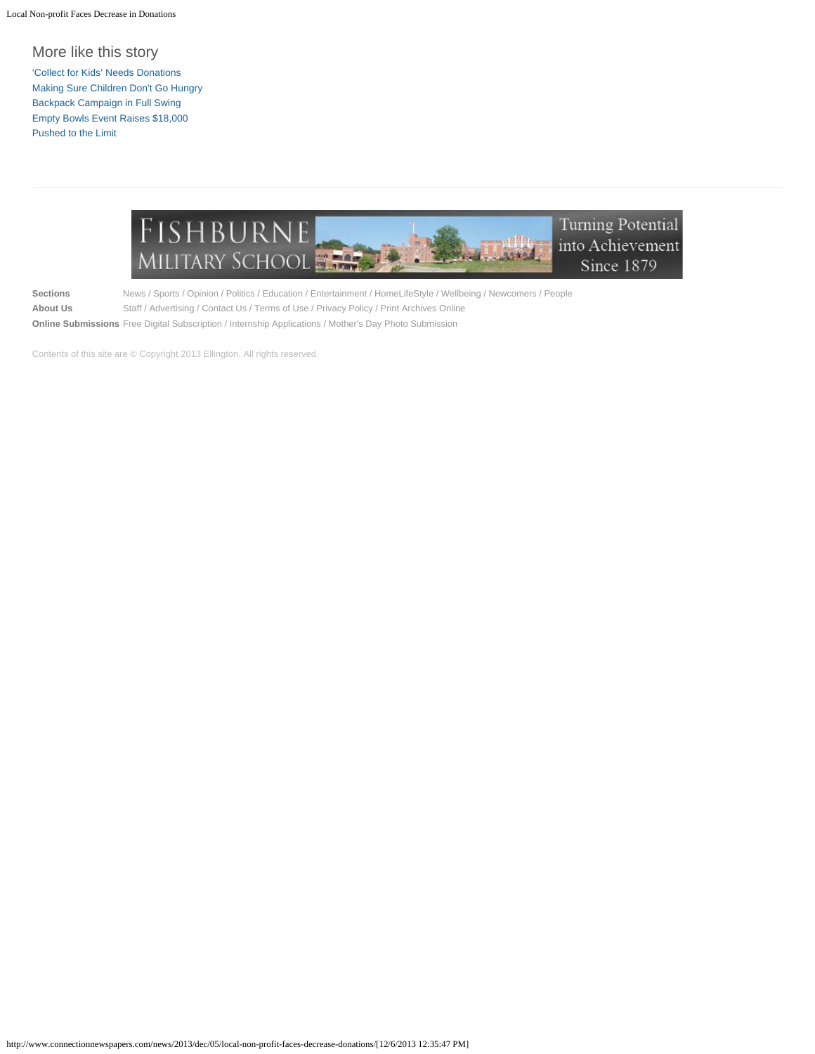## More like this story

- 'Collect for Kids' Needs Donations
- Making Sure Children Don't Go Hungry
- Backpack Campaign in Full Swing
- Empty Bowls Event Raises $18,000
- Pushed to the Limit

---

FISHBURNE MILITARY SCHOOL — Turning Potential into Achievement Since 1879

**Sections** News / Sports / Opinion / Politics / Education / Entertainment / HomeLifeStyle / Wellbeing / Newcomers / People

**About Us** Staff / Advertising / Contact Us / Terms of Use / Privacy Policy / Print Archives Online

**Online Submissions** Free Digital Subscription / Internship Applications / Mother's Day Photo Submission

Contents of this site are © Copyright 2013 Ellington. All rights reserved.